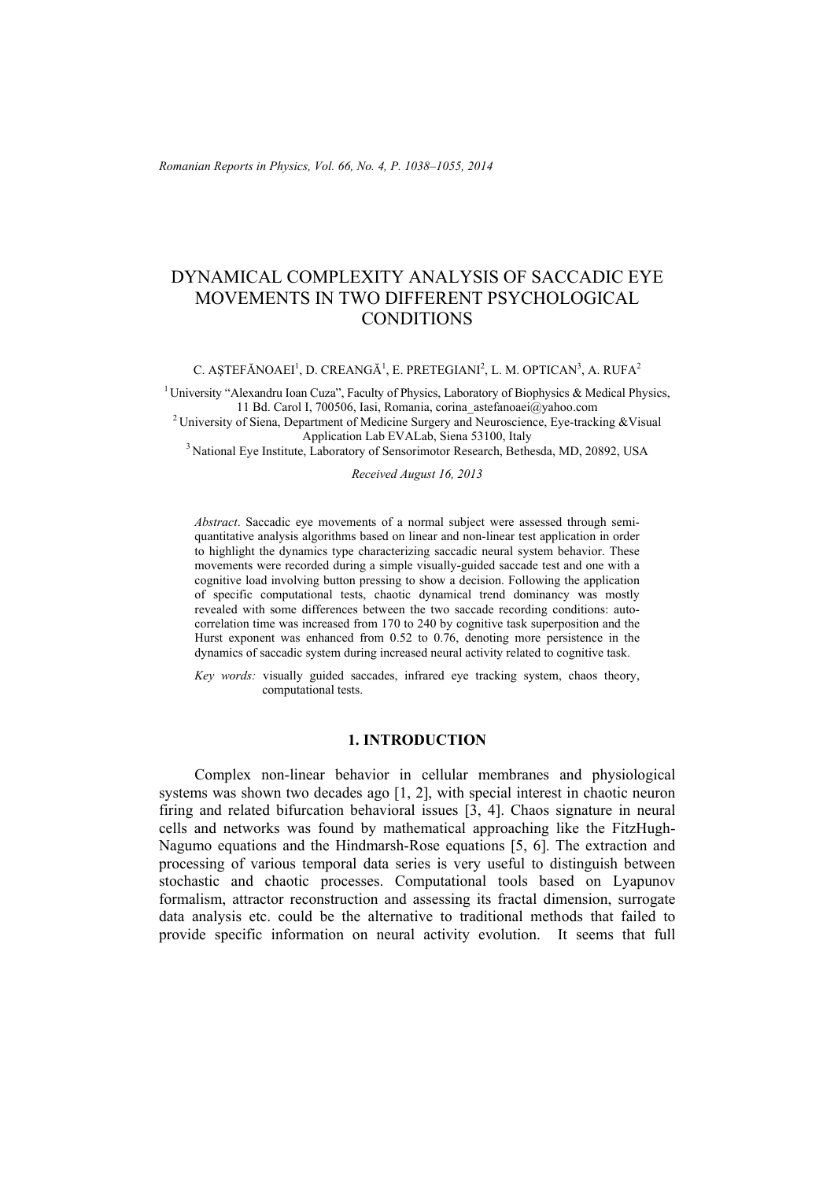# DYNAMICAL COMPLEXITY ANALYSIS OF SACCADIC EYE MOVEMENTS IN TWO DIFFERENT PSYCHOLOGICAL CONDITIONS

C. AŞTEFĂNOAEI[1], D. CREANGĂ[1], E. PRETEGIANI[2], L. M. OPTICAN[3], A. RUFA[2]

[1] University "Alexandru Ioan Cuza", Faculty of Physics, Laboratory of Biophysics & Medical Physics, 11 Bd. Carol I, 700506, Iasi, Romania, corina_astefanoaei@yahoo.com

[2] University of Siena, Department of Medicine Surgery and Neuroscience, Eye-tracking &Visual Application Lab EVALab, Siena 53100, Italy

[3] National Eye Institute, Laboratory of Sensorimotor Research, Bethesda, MD, 20892, USA

*Received August 16, 2013*

*Abstract*. Saccadic eye movements of a normal subject were assessed through semi-quantitative analysis algorithms based on linear and non-linear test application in order to highlight the dynamics type characterizing saccadic neural system behavior. These movements were recorded during a simple visually-guided saccade test and one with a cognitive load involving button pressing to show a decision. Following the application of specific computational tests, chaotic dynamical trend dominancy was mostly revealed with some differences between the two saccade recording conditions: auto-correlation time was increased from 170 to 240 by cognitive task superposition and the Hurst exponent was enhanced from 0.52 to 0.76, denoting more persistence in the dynamics of saccadic system during increased neural activity related to cognitive task.

*Key words:* visually guided saccades, infrared eye tracking system, chaos theory, computational tests.

## 1. INTRODUCTION

Complex non-linear behavior in cellular membranes and physiological systems was shown two decades ago [1, 2], with special interest in chaotic neuron firing and related bifurcation behavioral issues [3, 4]. Chaos signature in neural cells and networks was found by mathematical approaching like the FitzHugh-Nagumo equations and the Hindmarsh-Rose equations [5, 6]. The extraction and processing of various temporal data series is very useful to distinguish between stochastic and chaotic processes. Computational tools based on Lyapunov formalism, attractor reconstruction and assessing its fractal dimension, surrogate data analysis etc. could be the alternative to traditional methods that failed to provide specific information on neural activity evolution. It seems that full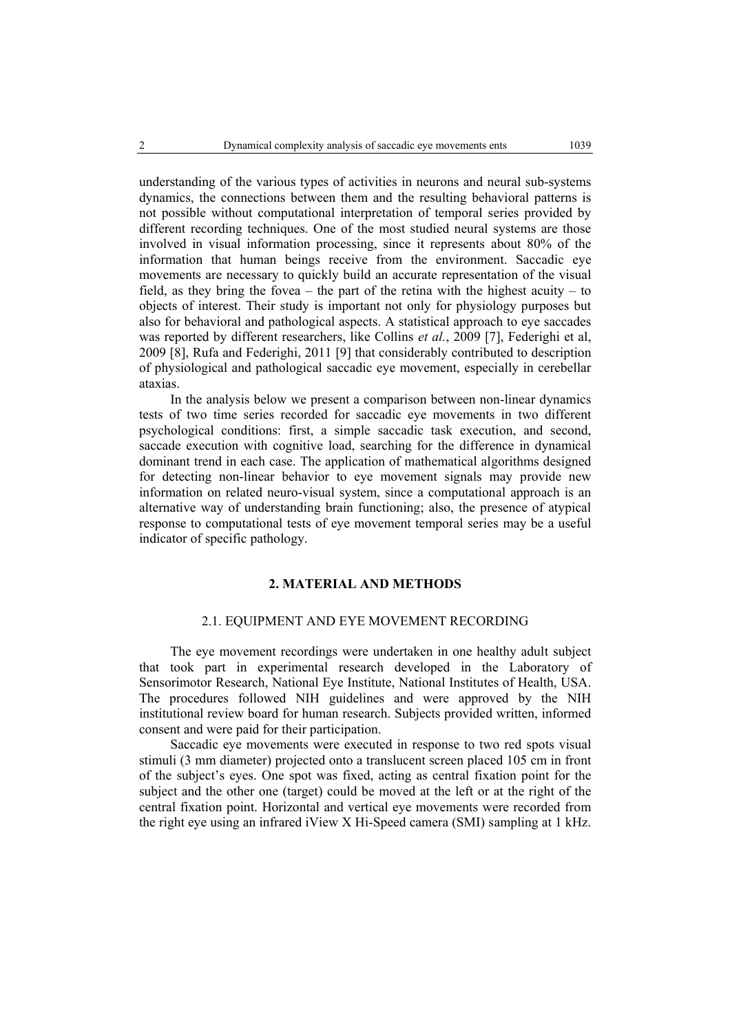understanding of the various types of activities in neurons and neural sub-systems dynamics, the connections between them and the resulting behavioral patterns is not possible without computational interpretation of temporal series provided by different recording techniques. One of the most studied neural systems are those involved in visual information processing, since it represents about 80% of the information that human beings receive from the environment. Saccadic eye movements are necessary to quickly build an accurate representation of the visual field, as they bring the fovea – the part of the retina with the highest acuity – to objects of interest. Their study is important not only for physiology purposes but also for behavioral and pathological aspects. A statistical approach to eye saccades was reported by different researchers, like Collins *et al.*, 2009 [7], Federighi et al, 2009 [8], Rufa and Federighi, 2011 [9] that considerably contributed to description of physiological and pathological saccadic eye movement, especially in cerebellar ataxias.

In the analysis below we present a comparison between non-linear dynamics tests of two time series recorded for saccadic eye movements in two different psychological conditions: first, a simple saccadic task execution, and second, saccade execution with cognitive load, searching for the difference in dynamical dominant trend in each case. The application of mathematical algorithms designed for detecting non-linear behavior to eye movement signals may provide new information on related neuro-visual system, since a computational approach is an alternative way of understanding brain functioning; also, the presence of atypical response to computational tests of eye movement temporal series may be a useful indicator of specific pathology.

## 2. MATERIAL AND METHODS

### 2.1. EQUIPMENT AND EYE MOVEMENT RECORDING

The eye movement recordings were undertaken in one healthy adult subject that took part in experimental research developed in the Laboratory of Sensorimotor Research, National Eye Institute, National Institutes of Health, USA. The procedures followed NIH guidelines and were approved by the NIH institutional review board for human research. Subjects provided written, informed consent and were paid for their participation.

Saccadic eye movements were executed in response to two red spots visual stimuli (3 mm diameter) projected onto a translucent screen placed 105 cm in front of the subject's eyes. One spot was fixed, acting as central fixation point for the subject and the other one (target) could be moved at the left or at the right of the central fixation point. Horizontal and vertical eye movements were recorded from the right eye using an infrared iView X Hi-Speed camera (SMI) sampling at 1 kHz.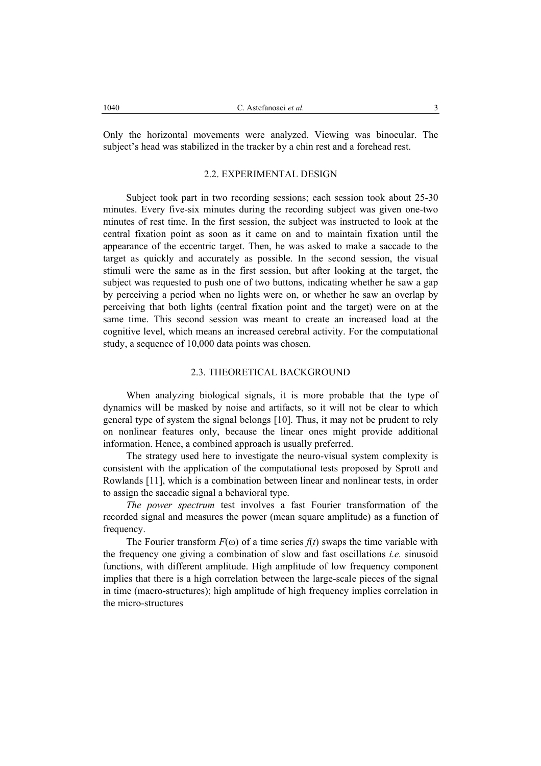Only the horizontal movements were analyzed. Viewing was binocular. The subject's head was stabilized in the tracker by a chin rest and a forehead rest.

### 2.2. EXPERIMENTAL DESIGN

Subject took part in two recording sessions; each session took about 25-30 minutes. Every five-six minutes during the recording subject was given one-two minutes of rest time. In the first session, the subject was instructed to look at the central fixation point as soon as it came on and to maintain fixation until the appearance of the eccentric target. Then, he was asked to make a saccade to the target as quickly and accurately as possible. In the second session, the visual stimuli were the same as in the first session, but after looking at the target, the subject was requested to push one of two buttons, indicating whether he saw a gap by perceiving a period when no lights were on, or whether he saw an overlap by perceiving that both lights (central fixation point and the target) were on at the same time. This second session was meant to create an increased load at the cognitive level, which means an increased cerebral activity. For the computational study, a sequence of 10,000 data points was chosen.

### 2.3. THEORETICAL BACKGROUND

When analyzing biological signals, it is more probable that the type of dynamics will be masked by noise and artifacts, so it will not be clear to which general type of system the signal belongs [10]. Thus, it may not be prudent to rely on nonlinear features only, because the linear ones might provide additional information. Hence, a combined approach is usually preferred.

The strategy used here to investigate the neuro-visual system complexity is consistent with the application of the computational tests proposed by Sprott and Rowlands [11], which is a combination between linear and nonlinear tests, in order to assign the saccadic signal a behavioral type.

*The power spectrum* test involves a fast Fourier transformation of the recorded signal and measures the power (mean square amplitude) as a function of frequency.

The Fourier transform $F(\omega)$ of a time series $f(t)$ swaps the time variable with the frequency one giving a combination of slow and fast oscillations *i.e.* sinusoid functions, with different amplitude. High amplitude of low frequency component implies that there is a high correlation between the large-scale pieces of the signal in time (macro-structures); high amplitude of high frequency implies correlation in the micro-structures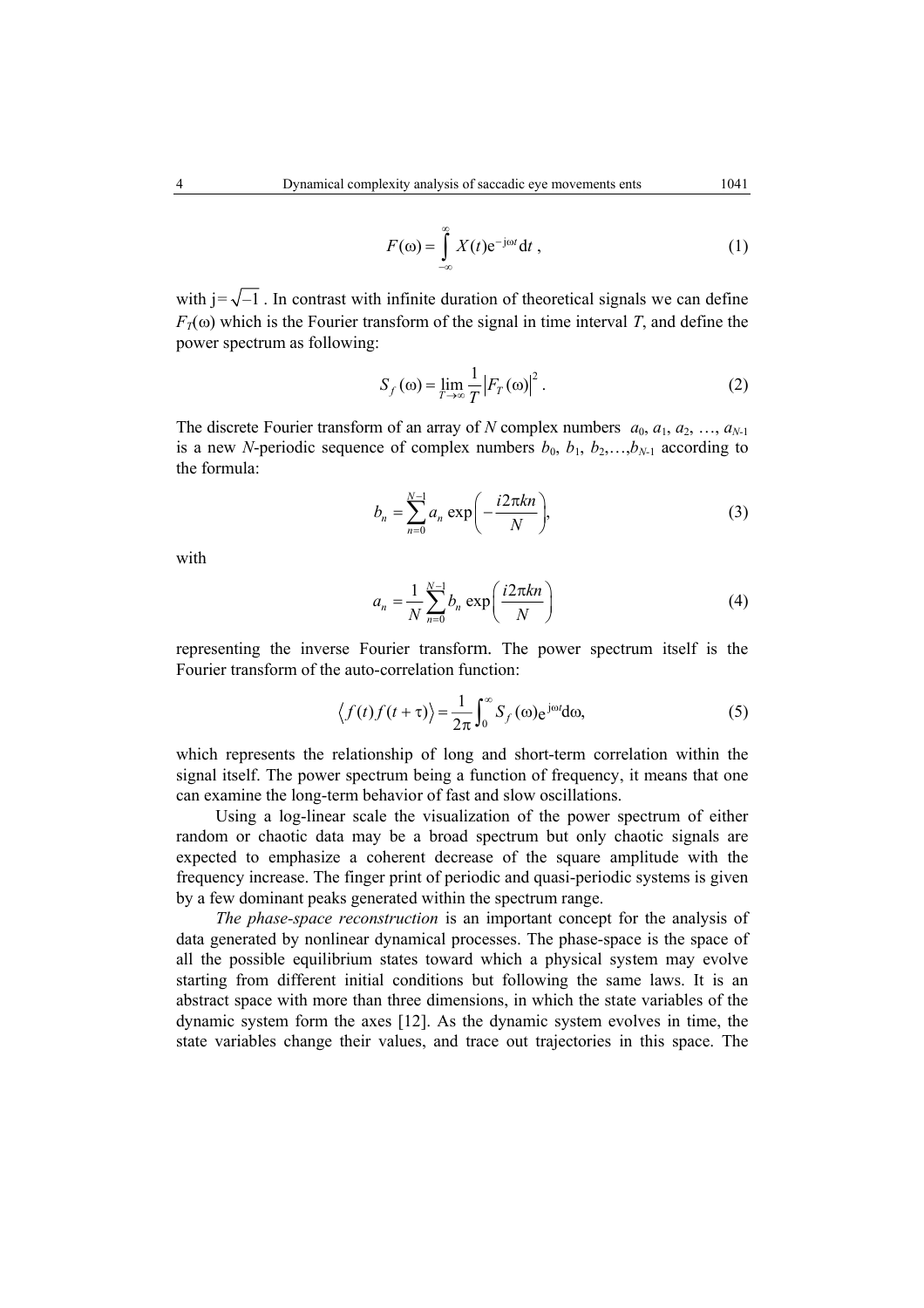$$F(\omega) = \int_{-\infty}^{\infty} X(t)\mathrm{e}^{-\mathrm{j}\omega t}\,\mathrm{d}t \,, \tag{1}$$

with $\mathrm{j} = \sqrt{-1}$. In contrast with infinite duration of theoretical signals we can define $F_T(\omega)$ which is the Fourier transform of the signal in time interval $T$, and define the power spectrum as following:

$$S_f(\omega) = \lim_{T\to\infty} \frac{1}{T}\left|F_T(\omega)\right|^2 . \tag{2}$$

The discrete Fourier transform of an array of $N$ complex numbers $a_0, a_1, a_2, \ldots, a_{N-1}$ is a new $N$-periodic sequence of complex numbers $b_0, b_1, b_2, \ldots, b_{N-1}$ according to the formula:

$$b_n = \sum_{n=0}^{N-1} a_n \exp\left(-\frac{i2\pi kn}{N}\right), \tag{3}$$

with

$$a_n = \frac{1}{N}\sum_{n=0}^{N-1} b_n \exp\left(\frac{i2\pi kn}{N}\right) \tag{4}$$

representing the inverse Fourier transform. The power spectrum itself is the Fourier transform of the auto-correlation function:

$$\left\langle f(t)f(t+\tau)\right\rangle = \frac{1}{2\pi}\int_0^{\infty} S_f(\omega)\mathrm{e}^{\mathrm{j}\omega t}\mathrm{d}\omega, \tag{5}$$

which represents the relationship of long and short-term correlation within the signal itself. The power spectrum being a function of frequency, it means that one can examine the long-term behavior of fast and slow oscillations.

Using a log-linear scale the visualization of the power spectrum of either random or chaotic data may be a broad spectrum but only chaotic signals are expected to emphasize a coherent decrease of the square amplitude with the frequency increase. The finger print of periodic and quasi-periodic systems is given by a few dominant peaks generated within the spectrum range.

*The phase-space reconstruction* is an important concept for the analysis of data generated by nonlinear dynamical processes. The phase-space is the space of all the possible equilibrium states toward which a physical system may evolve starting from different initial conditions but following the same laws. It is an abstract space with more than three dimensions, in which the state variables of the dynamic system form the axes [12]. As the dynamic system evolves in time, the state variables change their values, and trace out trajectories in this space. The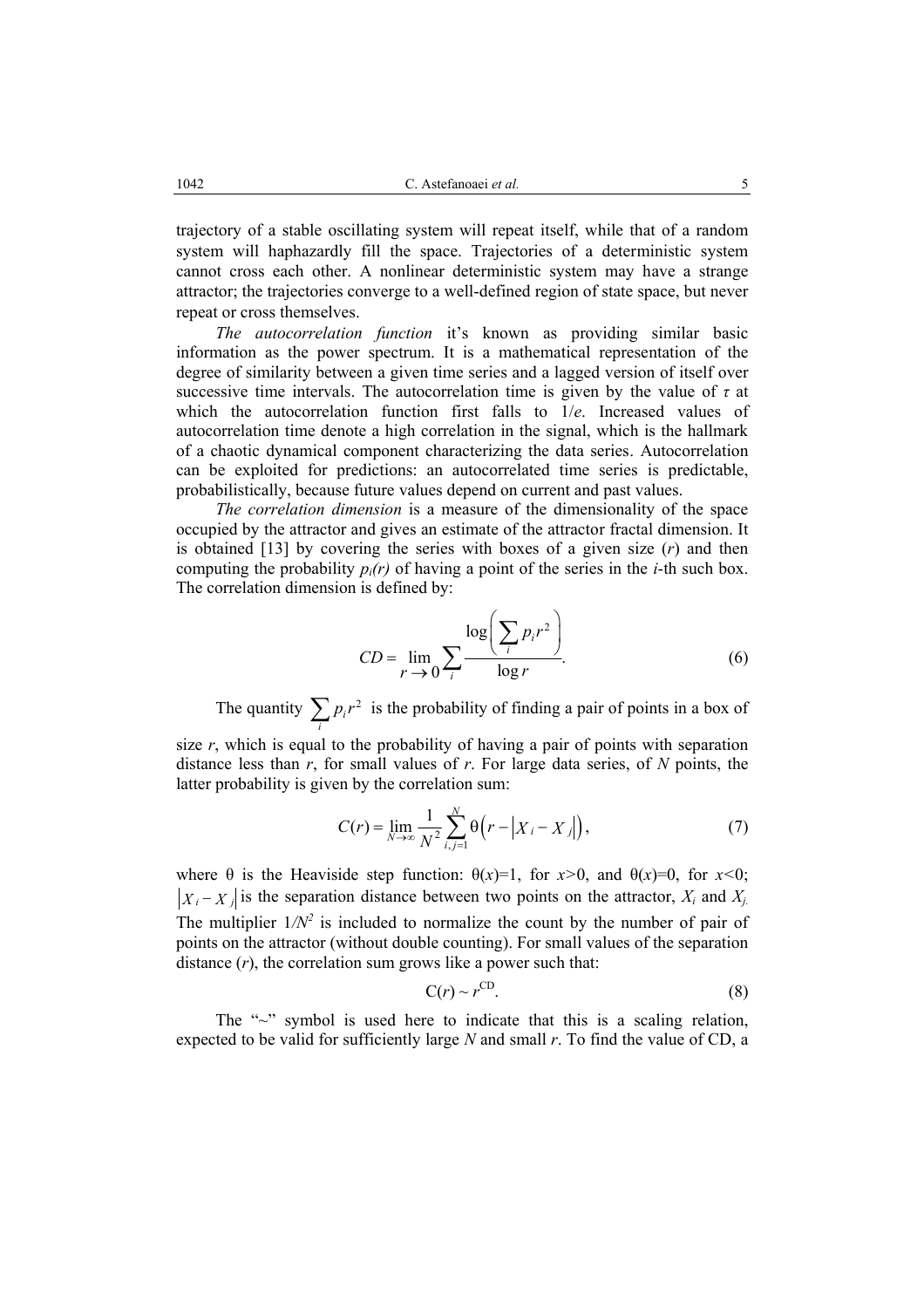trajectory of a stable oscillating system will repeat itself, while that of a random system will haphazardly fill the space. Trajectories of a deterministic system cannot cross each other. A nonlinear deterministic system may have a strange attractor; the trajectories converge to a well-defined region of state space, but never repeat or cross themselves.

*The autocorrelation function* it's known as providing similar basic information as the power spectrum. It is a mathematical representation of the degree of similarity between a given time series and a lagged version of itself over successive time intervals. The autocorrelation time is given by the value of $\tau$ at which the autocorrelation function first falls to $1/e$. Increased values of autocorrelation time denote a high correlation in the signal, which is the hallmark of a chaotic dynamical component characterizing the data series. Autocorrelation can be exploited for predictions: an autocorrelated time series is predictable, probabilistically, because future values depend on current and past values.

*The correlation dimension* is a measure of the dimensionality of the space occupied by the attractor and gives an estimate of the attractor fractal dimension. It is obtained [13] by covering the series with boxes of a given size ($r$) and then computing the probability $p_i(r)$ of having a point of the series in the $i$-th such box. The correlation dimension is defined by:

$$CD = \lim_{r \to 0} \sum_i \frac{\log\left(\sum_i p_i r^2\right)}{\log r}. \tag{6}$$

The quantity $\sum_i p_i r^2$ is the probability of finding a pair of points in a box of size $r$, which is equal to the probability of having a pair of points with separation distance less than $r$, for small values of $r$. For large data series, of $N$ points, the latter probability is given by the correlation sum:

$$C(r) = \lim_{N \to \infty} \frac{1}{N^2} \sum_{i,j=1}^{N} \theta\left(r - \left|X_i - X_j\right|\right), \tag{7}$$

where θ is the Heaviside step function: $\theta(x)=1$, for $x>0$, and $\theta(x)=0$, for $x<0$; $\left|X_i - X_j\right|$ is the separation distance between two points on the attractor, $X_i$ and $X_j$. The multiplier $1/N^2$ is included to normalize the count by the number of pair of points on the attractor (without double counting). For small values of the separation distance ($r$), the correlation sum grows like a power such that:

$$C(r) \sim r^{CD}. \tag{8}$$

The "~" symbol is used here to indicate that this is a scaling relation, expected to be valid for sufficiently large $N$ and small $r$. To find the value of CD, a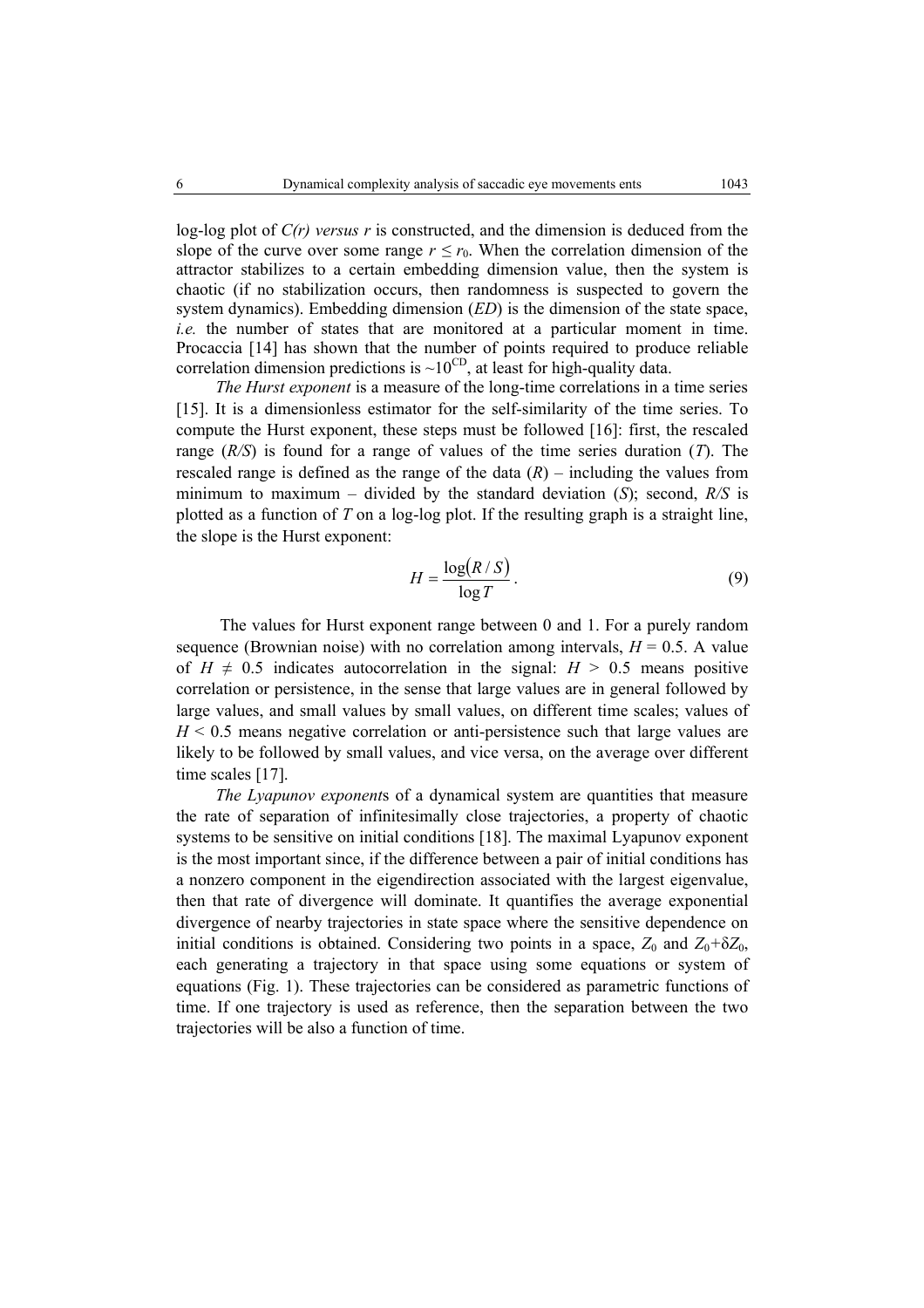log-log plot of *C(r) versus r* is constructed, and the dimension is deduced from the slope of the curve over some range $r \leq r_0$. When the correlation dimension of the attractor stabilizes to a certain embedding dimension value, then the system is chaotic (if no stabilization occurs, then randomness is suspected to govern the system dynamics). Embedding dimension (*ED*) is the dimension of the state space, *i.e.* the number of states that are monitored at a particular moment in time. Procaccia [14] has shown that the number of points required to produce reliable correlation dimension predictions is $\sim 10^{CD}$, at least for high-quality data.

*The Hurst exponent* is a measure of the long-time correlations in a time series [15]. It is a dimensionless estimator for the self-similarity of the time series. To compute the Hurst exponent, these steps must be followed [16]: first, the rescaled range (*R/S*) is found for a range of values of the time series duration (*T*). The rescaled range is defined as the range of the data (*R*) – including the values from minimum to maximum – divided by the standard deviation (*S*); second, *R/S* is plotted as a function of *T* on a log-log plot. If the resulting graph is a straight line, the slope is the Hurst exponent:

$$H = \frac{\log(R/S)}{\log T}. \tag{9}$$

The values for Hurst exponent range between 0 and 1. For a purely random sequence (Brownian noise) with no correlation among intervals, $H = 0.5$. A value of $H \neq 0.5$ indicates autocorrelation in the signal: $H > 0.5$ means positive correlation or persistence, in the sense that large values are in general followed by large values, and small values by small values, on different time scales; values of $H < 0.5$ means negative correlation or anti-persistence such that large values are likely to be followed by small values, and vice versa, on the average over different time scales [17].

*The Lyapunov exponents* of a dynamical system are quantities that measure the rate of separation of infinitesimally close trajectories, a property of chaotic systems to be sensitive on initial conditions [18]. The maximal Lyapunov exponent is the most important since, if the difference between a pair of initial conditions has a nonzero component in the eigendirection associated with the largest eigenvalue, then that rate of divergence will dominate. It quantifies the average exponential divergence of nearby trajectories in state space where the sensitive dependence on initial conditions is obtained. Considering two points in a space, $Z_0$ and $Z_0+\delta Z_0$, each generating a trajectory in that space using some equations or system of equations (Fig. 1). These trajectories can be considered as parametric functions of time. If one trajectory is used as reference, then the separation between the two trajectories will be also a function of time.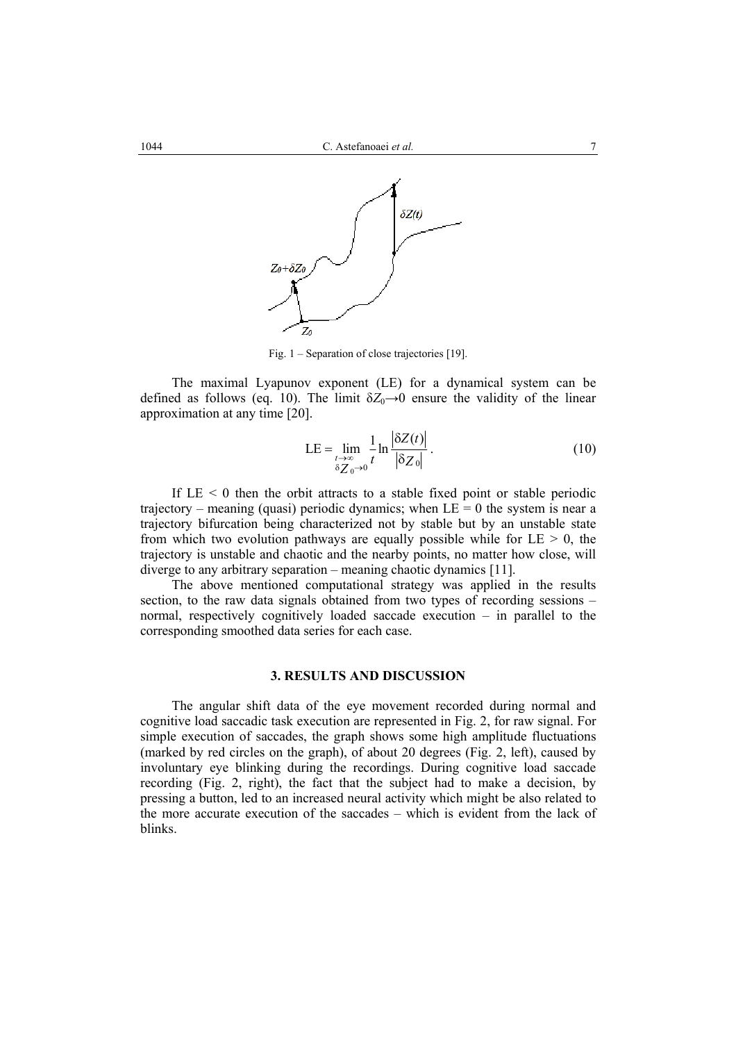Fig. 1 – Separation of close trajectories [19].

The maximal Lyapunov exponent (LE) for a dynamical system can be defined as follows (eq. 10). The limit $\delta Z_0 \to 0$ ensure the validity of the linear approximation at any time [20].

$$\mathrm{LE} = \lim_{\substack{t\to\infty \\ \delta Z_0 \to 0}} \frac{1}{t} \ln \frac{|\delta Z(t)|}{|\delta Z_0|} . \tag{10}$$

If LE < 0 then the orbit attracts to a stable fixed point or stable periodic trajectory – meaning (quasi) periodic dynamics; when LE = 0 the system is near a trajectory bifurcation being characterized not by stable but by an unstable state from which two evolution pathways are equally possible while for LE > 0, the trajectory is unstable and chaotic and the nearby points, no matter how close, will diverge to any arbitrary separation – meaning chaotic dynamics [11].

The above mentioned computational strategy was applied in the results section, to the raw data signals obtained from two types of recording sessions – normal, respectively cognitively loaded saccade execution – in parallel to the corresponding smoothed data series for each case.

## 3. RESULTS AND DISCUSSION

The angular shift data of the eye movement recorded during normal and cognitive load saccadic task execution are represented in Fig. 2, for raw signal. For simple execution of saccades, the graph shows some high amplitude fluctuations (marked by red circles on the graph), of about 20 degrees (Fig. 2, left), caused by involuntary eye blinking during the recordings. During cognitive load saccade recording (Fig. 2, right), the fact that the subject had to make a decision, by pressing a button, led to an increased neural activity which might be also related to the more accurate execution of the saccades – which is evident from the lack of blinks.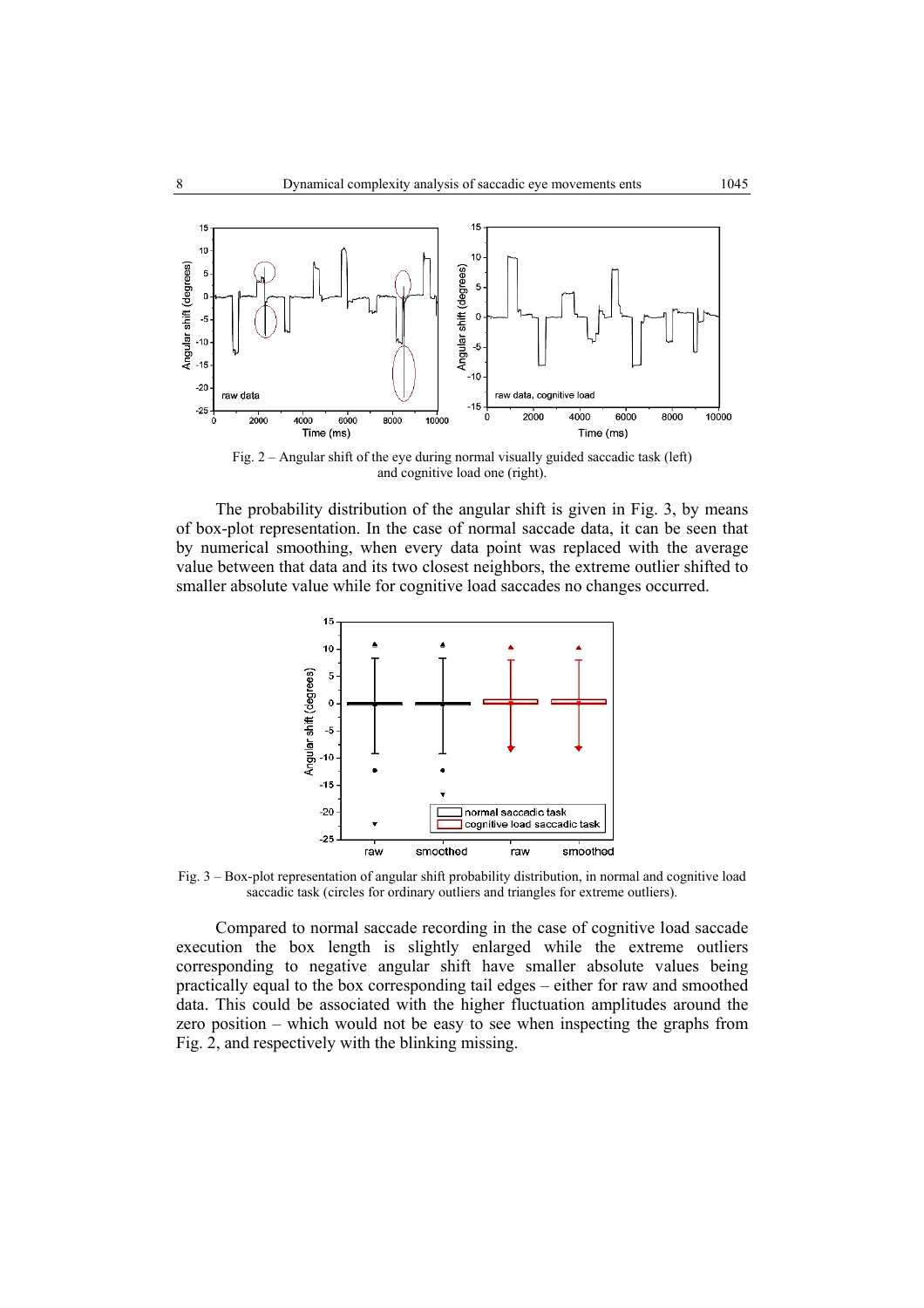Fig. 2 – Angular shift of the eye during normal visually guided saccadic task (left) and cognitive load one (right).

The probability distribution of the angular shift is given in Fig. 3, by means of box-plot representation. In the case of normal saccade data, it can be seen that by numerical smoothing, when every data point was replaced with the average value between that data and its two closest neighbors, the extreme outlier shifted to smaller absolute value while for cognitive load saccades no changes occurred.

Fig. 3 – Box-plot representation of angular shift probability distribution, in normal and cognitive load saccadic task (circles for ordinary outliers and triangles for extreme outliers).

Compared to normal saccade recording in the case of cognitive load saccade execution the box length is slightly enlarged while the extreme outliers corresponding to negative angular shift have smaller absolute values being practically equal to the box corresponding tail edges – either for raw and smoothed data. This could be associated with the higher fluctuation amplitudes around the zero position – which would not be easy to see when inspecting the graphs from Fig. 2, and respectively with the blinking missing.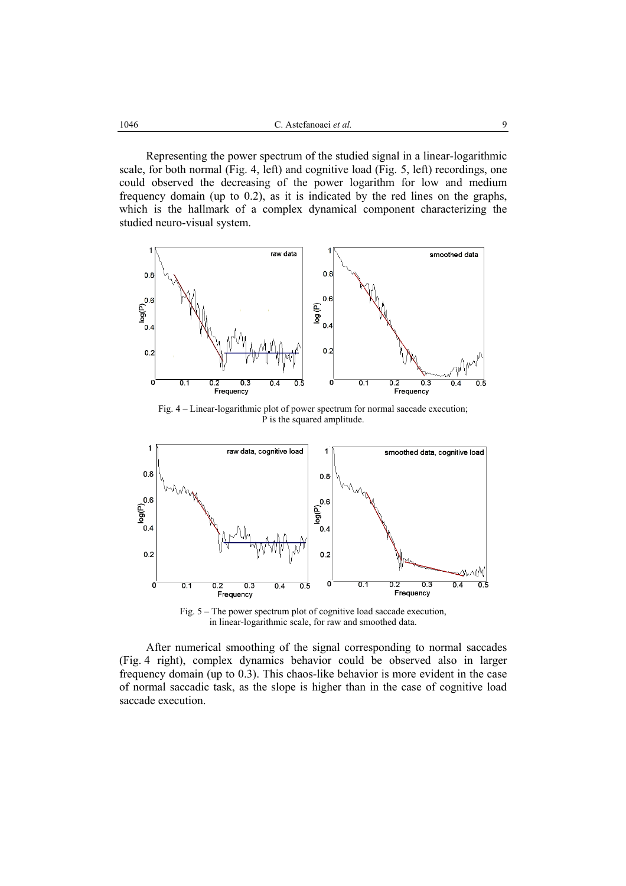Representing the power spectrum of the studied signal in a linear-logarithmic scale, for both normal (Fig. 4, left) and cognitive load (Fig. 5, left) recordings, one could observed the decreasing of the power logarithm for low and medium frequency domain (up to 0.2), as it is indicated by the red lines on the graphs, which is the hallmark of a complex dynamical component characterizing the studied neuro-visual system.

Fig. 4 – Linear-logarithmic plot of power spectrum for normal saccade execution; P is the squared amplitude.

Fig. 5 – The power spectrum plot of cognitive load saccade execution, in linear-logarithmic scale, for raw and smoothed data.

After numerical smoothing of the signal corresponding to normal saccades (Fig. 4 right), complex dynamics behavior could be observed also in larger frequency domain (up to 0.3). This chaos-like behavior is more evident in the case of normal saccadic task, as the slope is higher than in the case of cognitive load saccade execution.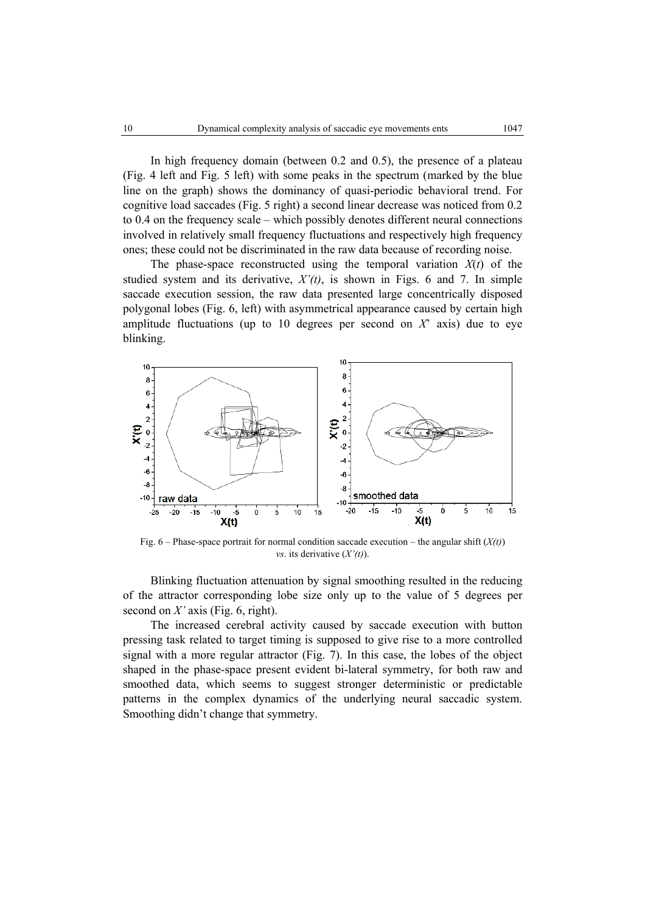In high frequency domain (between 0.2 and 0.5), the presence of a plateau (Fig. 4 left and Fig. 5 left) with some peaks in the spectrum (marked by the blue line on the graph) shows the dominancy of quasi-periodic behavioral trend. For cognitive load saccades (Fig. 5 right) a second linear decrease was noticed from 0.2 to 0.4 on the frequency scale – which possibly denotes different neural connections involved in relatively small frequency fluctuations and respectively high frequency ones; these could not be discriminated in the raw data because of recording noise.

The phase-space reconstructed using the temporal variation $X(t)$ of the studied system and its derivative, $X'(t)$, is shown in Figs. 6 and 7. In simple saccade execution session, the raw data presented large concentrically disposed polygonal lobes (Fig. 6, left) with asymmetrical appearance caused by certain high amplitude fluctuations (up to 10 degrees per second on $X'$ axis) due to eye blinking.

Fig. 6 – Phase-space portrait for normal condition saccade execution – the angular shift ($X(t)$) *vs*. its derivative ($X'(t)$).

Blinking fluctuation attenuation by signal smoothing resulted in the reducing of the attractor corresponding lobe size only up to the value of 5 degrees per second on $X'$ axis (Fig. 6, right).

The increased cerebral activity caused by saccade execution with button pressing task related to target timing is supposed to give rise to a more controlled signal with a more regular attractor (Fig. 7). In this case, the lobes of the object shaped in the phase-space present evident bi-lateral symmetry, for both raw and smoothed data, which seems to suggest stronger deterministic or predictable patterns in the complex dynamics of the underlying neural saccadic system. Smoothing didn't change that symmetry.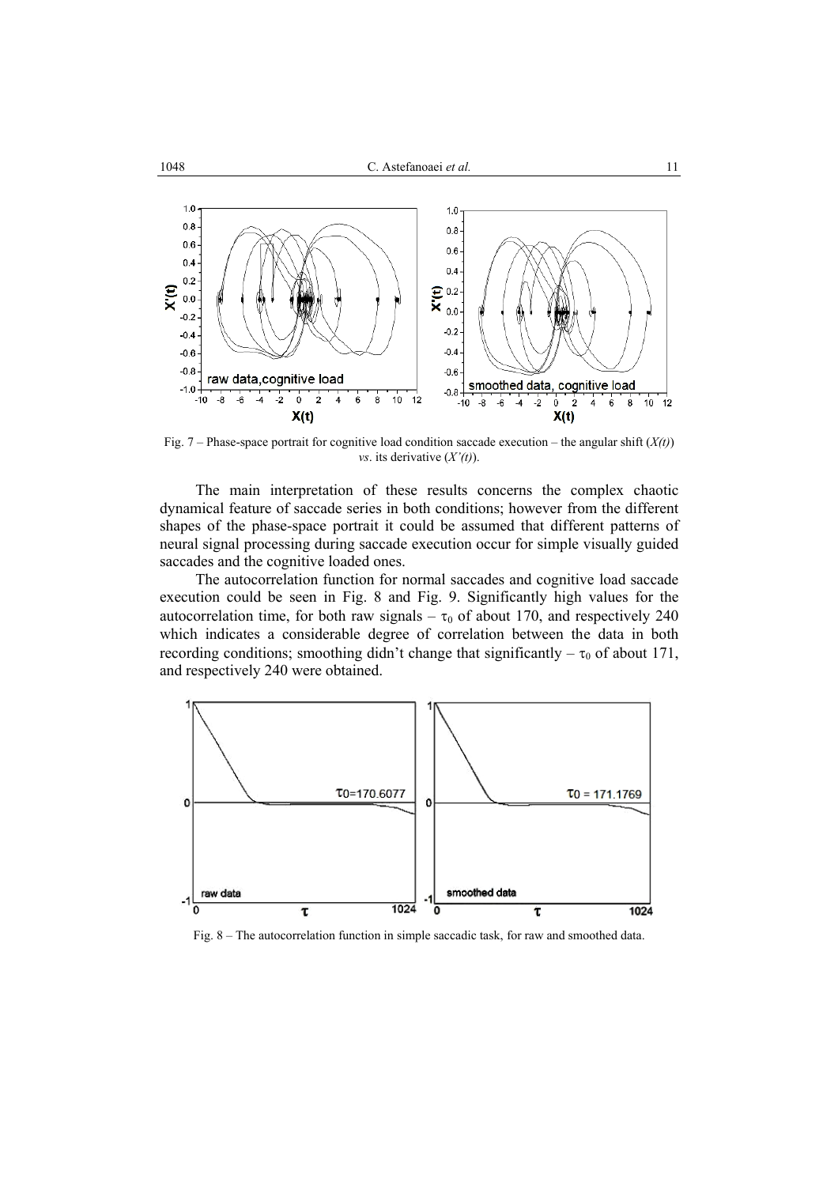Fig. 7 – Phase-space portrait for cognitive load condition saccade execution – the angular shift (*X(t)*) *vs*. its derivative (*X'(t)*).

The main interpretation of these results concerns the complex chaotic dynamical feature of saccade series in both conditions; however from the different shapes of the phase-space portrait it could be assumed that different patterns of neural signal processing during saccade execution occur for simple visually guided saccades and the cognitive loaded ones.

The autocorrelation function for normal saccades and cognitive load saccade execution could be seen in Fig. 8 and Fig. 9. Significantly high values for the autocorrelation time, for both raw signals – $\tau_0$ of about 170, and respectively 240 which indicates a considerable degree of correlation between the data in both recording conditions; smoothing didn't change that significantly – $\tau_0$ of about 171, and respectively 240 were obtained.

Fig. 8 – The autocorrelation function in simple saccadic task, for raw and smoothed data.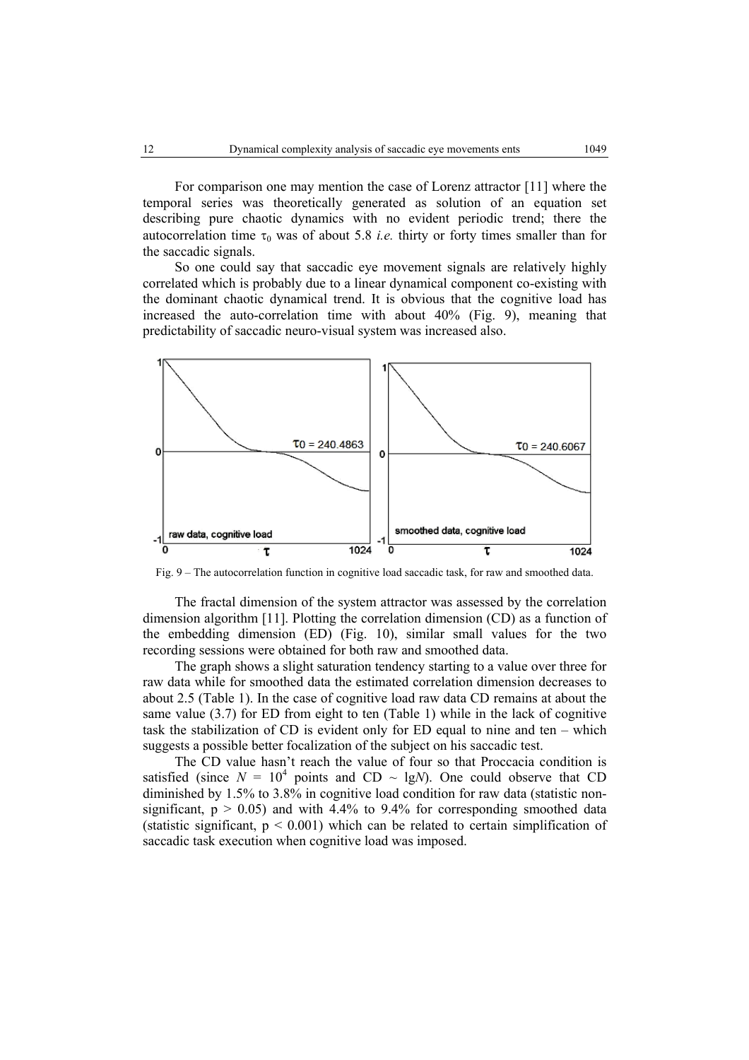For comparison one may mention the case of Lorenz attractor [11] where the temporal series was theoretically generated as solution of an equation set describing pure chaotic dynamics with no evident periodic trend; there the autocorrelation time $\tau_0$ was of about 5.8 *i.e.* thirty or forty times smaller than for the saccadic signals.

So one could say that saccadic eye movement signals are relatively highly correlated which is probably due to a linear dynamical component co-existing with the dominant chaotic dynamical trend. It is obvious that the cognitive load has increased the auto-correlation time with about 40% (Fig. 9), meaning that predictability of saccadic neuro-visual system was increased also.

Fig. 9 – The autocorrelation function in cognitive load saccadic task, for raw and smoothed data.

The fractal dimension of the system attractor was assessed by the correlation dimension algorithm [11]. Plotting the correlation dimension (CD) as a function of the embedding dimension (ED) (Fig. 10), similar small values for the two recording sessions were obtained for both raw and smoothed data.

The graph shows a slight saturation tendency starting to a value over three for raw data while for smoothed data the estimated correlation dimension decreases to about 2.5 (Table 1). In the case of cognitive load raw data CD remains at about the same value (3.7) for ED from eight to ten (Table 1) while in the lack of cognitive task the stabilization of CD is evident only for ED equal to nine and ten – which suggests a possible better focalization of the subject on his saccadic test.

The CD value hasn't reach the value of four so that Proccacia condition is satisfied (since $N = 10^4$ points and CD ~ lg$N$). One could observe that CD diminished by 1.5% to 3.8% in cognitive load condition for raw data (statistic non-significant, $p > 0.05$) and with 4.4% to 9.4% for corresponding smoothed data (statistic significant, $p < 0.001$) which can be related to certain simplification of saccadic task execution when cognitive load was imposed.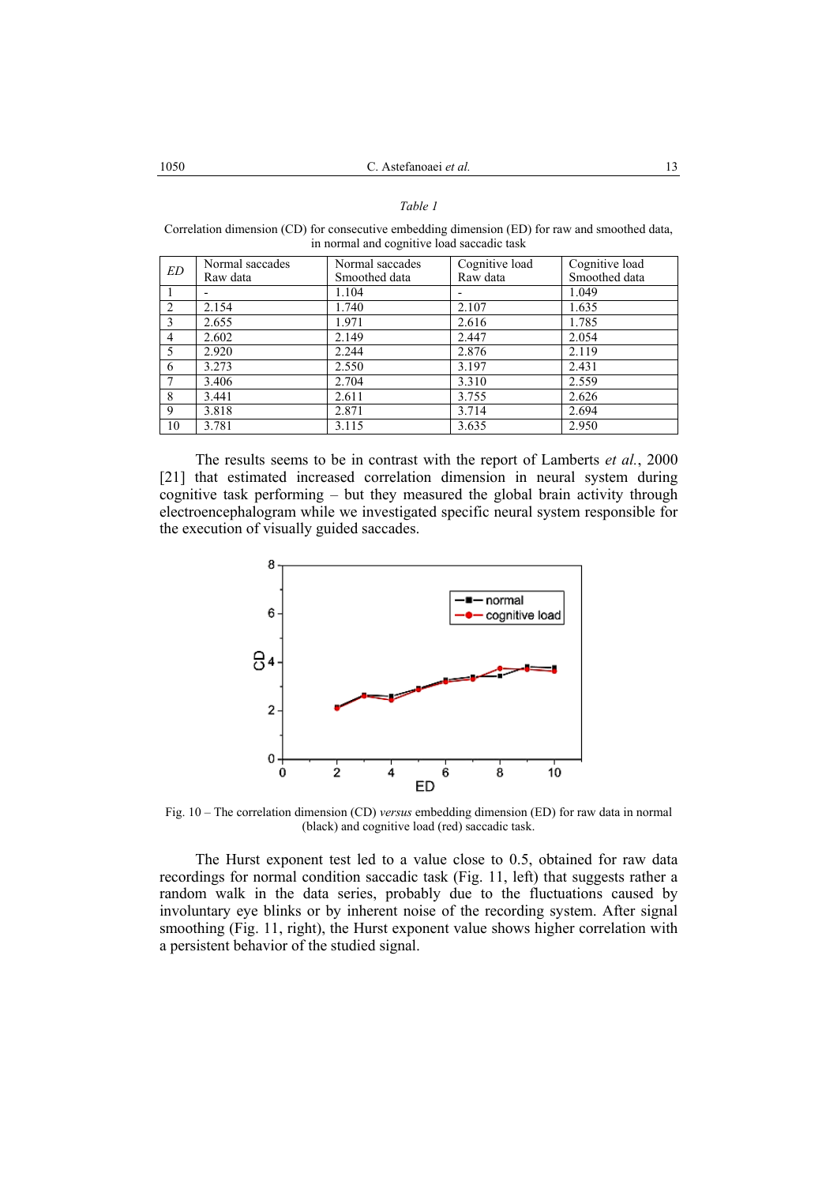*Table 1*

Correlation dimension (CD) for consecutive embedding dimension (ED) for raw and smoothed data, in normal and cognitive load saccadic task

| *ED* | Normal saccades Raw data | Normal saccades Smoothed data | Cognitive load Raw data | Cognitive load Smoothed data |
|---|---|---|---|---|
| 1 | - | 1.104 | - | 1.049 |
| 2 | 2.154 | 1.740 | 2.107 | 1.635 |
| 3 | 2.655 | 1.971 | 2.616 | 1.785 |
| 4 | 2.602 | 2.149 | 2.447 | 2.054 |
| 5 | 2.920 | 2.244 | 2.876 | 2.119 |
| 6 | 3.273 | 2.550 | 3.197 | 2.431 |
| 7 | 3.406 | 2.704 | 3.310 | 2.559 |
| 8 | 3.441 | 2.611 | 3.755 | 2.626 |
| 9 | 3.818 | 2.871 | 3.714 | 2.694 |
| 10 | 3.781 | 3.115 | 3.635 | 2.950 |

The results seems to be in contrast with the report of Lamberts *et al.*, 2000 [21] that estimated increased correlation dimension in neural system during cognitive task performing – but they measured the global brain activity through electroencephalogram while we investigated specific neural system responsible for the execution of visually guided saccades.

Fig. 10 – The correlation dimension (CD) *versus* embedding dimension (ED) for raw data in normal (black) and cognitive load (red) saccadic task.

The Hurst exponent test led to a value close to 0.5, obtained for raw data recordings for normal condition saccadic task (Fig. 11, left) that suggests rather a random walk in the data series, probably due to the fluctuations caused by involuntary eye blinks or by inherent noise of the recording system. After signal smoothing (Fig. 11, right), the Hurst exponent value shows higher correlation with a persistent behavior of the studied signal.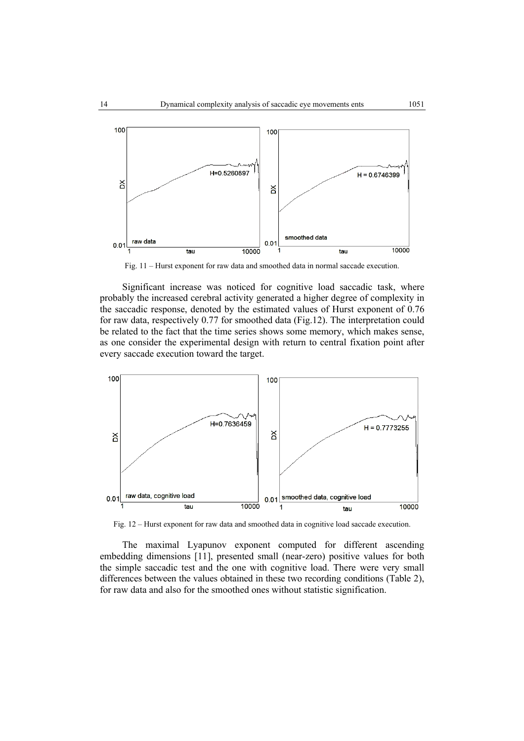Fig. 11 – Hurst exponent for raw data and smoothed data in normal saccade execution.

Significant increase was noticed for cognitive load saccadic task, where probably the increased cerebral activity generated a higher degree of complexity in the saccadic response, denoted by the estimated values of Hurst exponent of 0.76 for raw data, respectively 0.77 for smoothed data (Fig.12). The interpretation could be related to the fact that the time series shows some memory, which makes sense, as one consider the experimental design with return to central fixation point after every saccade execution toward the target.

Fig. 12 – Hurst exponent for raw data and smoothed data in cognitive load saccade execution.

The maximal Lyapunov exponent computed for different ascending embedding dimensions [11], presented small (near-zero) positive values for both the simple saccadic test and the one with cognitive load. There were very small differences between the values obtained in these two recording conditions (Table 2), for raw data and also for the smoothed ones without statistic signification.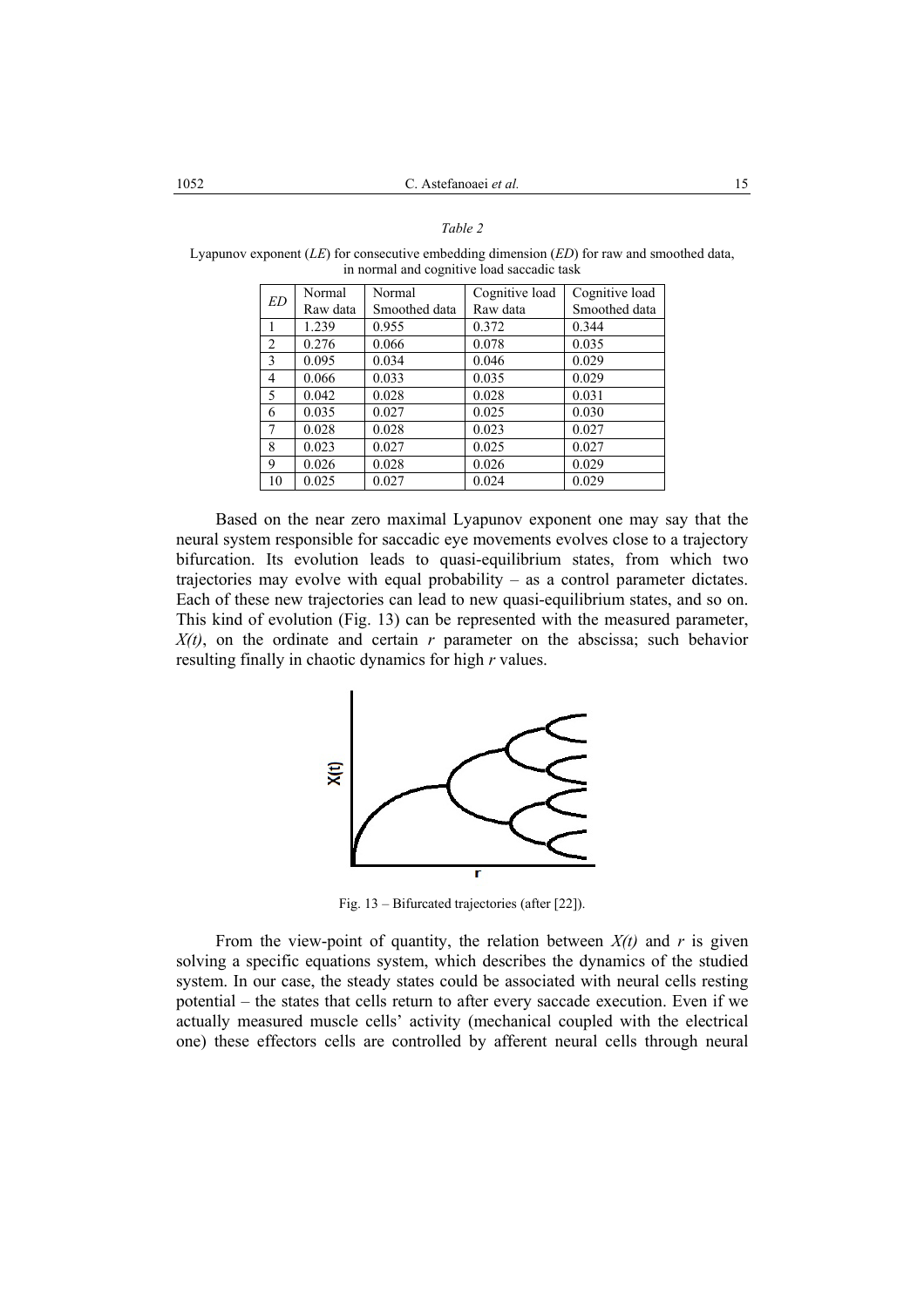*Table 2*

Lyapunov exponent (*LE*) for consecutive embedding dimension (*ED*) for raw and smoothed data, in normal and cognitive load saccadic task

| *ED* | Normal Raw data | Normal Smoothed data | Cognitive load Raw data | Cognitive load Smoothed data |
|---|---|---|---|---|
| 1 | 1.239 | 0.955 | 0.372 | 0.344 |
| 2 | 0.276 | 0.066 | 0.078 | 0.035 |
| 3 | 0.095 | 0.034 | 0.046 | 0.029 |
| 4 | 0.066 | 0.033 | 0.035 | 0.029 |
| 5 | 0.042 | 0.028 | 0.028 | 0.031 |
| 6 | 0.035 | 0.027 | 0.025 | 0.030 |
| 7 | 0.028 | 0.028 | 0.023 | 0.027 |
| 8 | 0.023 | 0.027 | 0.025 | 0.027 |
| 9 | 0.026 | 0.028 | 0.026 | 0.029 |
| 10 | 0.025 | 0.027 | 0.024 | 0.029 |

Based on the near zero maximal Lyapunov exponent one may say that the neural system responsible for saccadic eye movements evolves close to a trajectory bifurcation. Its evolution leads to quasi-equilibrium states, from which two trajectories may evolve with equal probability – as a control parameter dictates. Each of these new trajectories can lead to new quasi-equilibrium states, and so on. This kind of evolution (Fig. 13) can be represented with the measured parameter, $X(t)$, on the ordinate and certain $r$ parameter on the abscissa; such behavior resulting finally in chaotic dynamics for high $r$ values.

Fig. 13 – Bifurcated trajectories (after [22]).

From the view-point of quantity, the relation between $X(t)$ and $r$ is given solving a specific equations system, which describes the dynamics of the studied system. In our case, the steady states could be associated with neural cells resting potential – the states that cells return to after every saccade execution. Even if we actually measured muscle cells' activity (mechanical coupled with the electrical one) these effectors cells are controlled by afferent neural cells through neural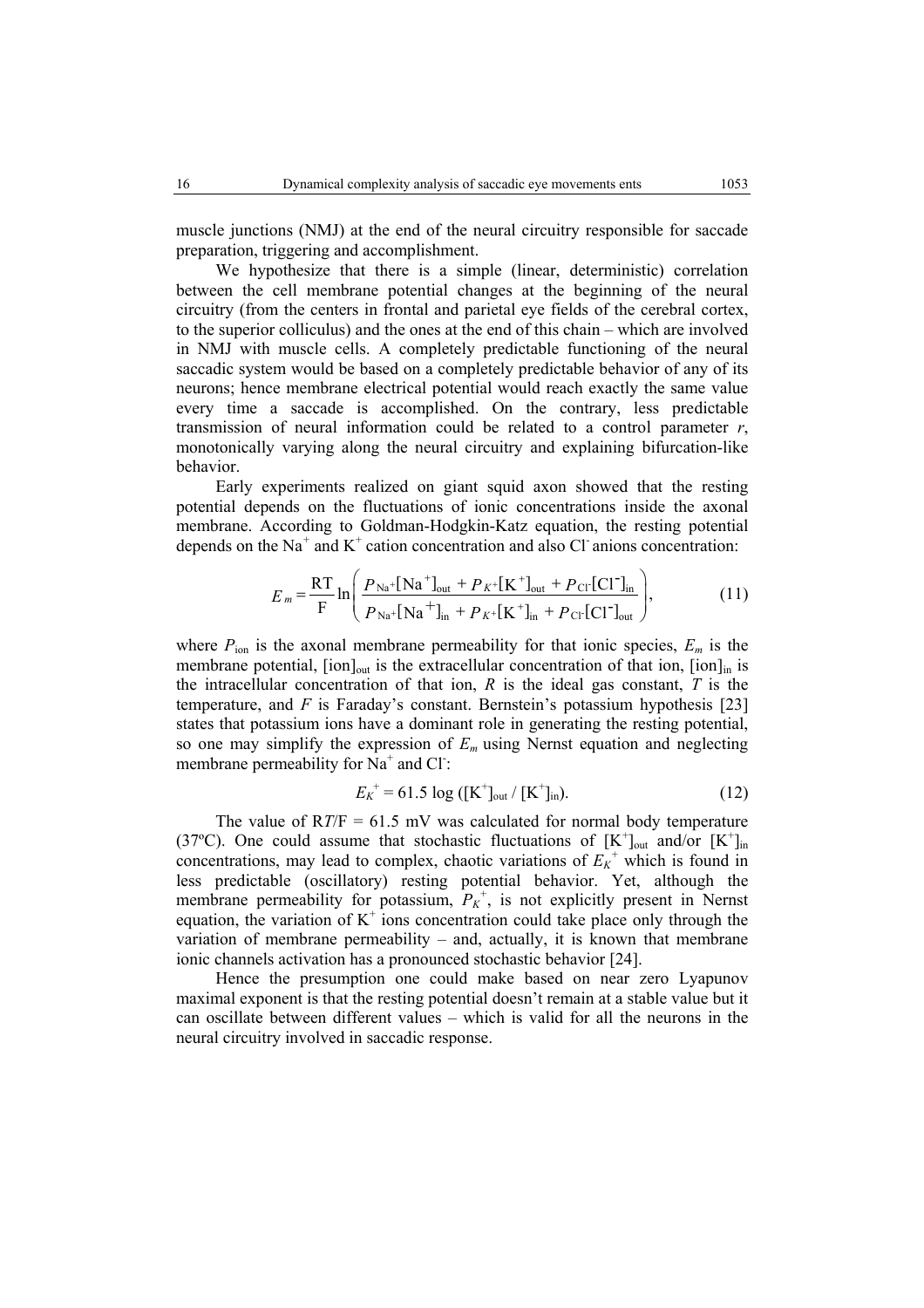muscle junctions (NMJ) at the end of the neural circuitry responsible for saccade preparation, triggering and accomplishment.

We hypothesize that there is a simple (linear, deterministic) correlation between the cell membrane potential changes at the beginning of the neural circuitry (from the centers in frontal and parietal eye fields of the cerebral cortex, to the superior colliculus) and the ones at the end of this chain – which are involved in NMJ with muscle cells. A completely predictable functioning of the neural saccadic system would be based on a completely predictable behavior of any of its neurons; hence membrane electrical potential would reach exactly the same value every time a saccade is accomplished. On the contrary, less predictable transmission of neural information could be related to a control parameter *r*, monotonically varying along the neural circuitry and explaining bifurcation-like behavior.

Early experiments realized on giant squid axon showed that the resting potential depends on the fluctuations of ionic concentrations inside the axonal membrane. According to Goldman-Hodgkin-Katz equation, the resting potential depends on the $Na^+$ and $K^+$ cation concentration and also $Cl^-$ anions concentration:

$$E_m = \frac{\mathrm{RT}}{\mathrm{F}} \ln \left( \frac{P_{Na^+}[Na^+]_{out} + P_{K^+}[K^+]_{out} + P_{Cl^-}[Cl^-]_{in}}{P_{Na^+}[Na^+]_{in} + P_{K^+}[K^+]_{in} + P_{Cl^-}[Cl^-]_{out}} \right), \tag{11}$$

where $P_{ion}$ is the axonal membrane permeability for that ionic species, $E_m$ is the membrane potential, $[ion]_{out}$ is the extracellular concentration of that ion, $[ion]_{in}$ is the intracellular concentration of that ion, *R* is the ideal gas constant, *T* is the temperature, and *F* is Faraday's constant. Bernstein's potassium hypothesis [23] states that potassium ions have a dominant role in generating the resting potential, so one may simplify the expression of $E_m$ using Nernst equation and neglecting membrane permeability for $Na^+$ and $Cl^-$:

$$E_{K^+} = 61.5 \log ([K^+]_{out} / [K^+]_{in}). \tag{12}$$

The value of $RT/F = 61.5$ mV was calculated for normal body temperature (37ºC). One could assume that stochastic fluctuations of $[K^+]_{out}$ and/or $[K^+]_{in}$ concentrations, may lead to complex, chaotic variations of $E_{K^+}$ which is found in less predictable (oscillatory) resting potential behavior. Yet, although the membrane permeability for potassium, $P_{K^+}$, is not explicitly present in Nernst equation, the variation of $K^+$ ions concentration could take place only through the variation of membrane permeability – and, actually, it is known that membrane ionic channels activation has a pronounced stochastic behavior [24].

Hence the presumption one could make based on near zero Lyapunov maximal exponent is that the resting potential doesn't remain at a stable value but it can oscillate between different values – which is valid for all the neurons in the neural circuitry involved in saccadic response.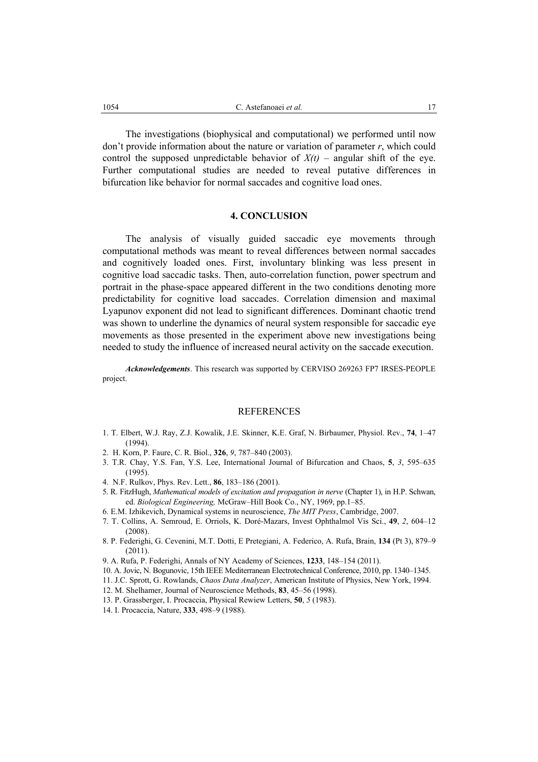The investigations (biophysical and computational) we performed until now don't provide information about the nature or variation of parameter *r*, which could control the supposed unpredictable behavior of $X(t)$ – angular shift of the eye. Further computational studies are needed to reveal putative differences in bifurcation like behavior for normal saccades and cognitive load ones.

## 4. CONCLUSION

The analysis of visually guided saccadic eye movements through computational methods was meant to reveal differences between normal saccades and cognitively loaded ones. First, involuntary blinking was less present in cognitive load saccadic tasks. Then, auto-correlation function, power spectrum and portrait in the phase-space appeared different in the two conditions denoting more predictability for cognitive load saccades. Correlation dimension and maximal Lyapunov exponent did not lead to significant differences. Dominant chaotic trend was shown to underline the dynamics of neural system responsible for saccadic eye movements as those presented in the experiment above new investigations being needed to study the influence of increased neural activity on the saccade execution.

***Acknowledgements***. This research was supported by CERVISO 269263 FP7 IRSES-PEOPLE project.

## REFERENCES

1. T. Elbert, W.J. Ray, Z.J. Kowalik, J.E. Skinner, K.E. Graf, N. Birbaumer, Physiol. Rev., **74**, 1–47 (1994).
2. H. Korn, P. Faure, C. R. Biol., **326**, *9*, 787–840 (2003).
3. T.R. Chay, Y.S. Fan, Y.S. Lee, International Journal of Bifurcation and Chaos, **5**, *3*, 595–635 (1995).
4. N.F. Rulkov, Phys. Rev. Lett., **86**, 183–186 (2001).
5. R. FitzHugh, *Mathematical models of excitation and propagation in nerve* (Chapter 1), in H.P. Schwan, ed. *Biological Engineering,* McGraw–Hill Book Co., NY, 1969, pp.1–85.
6. E.M. Izhikevich, Dynamical systems in neuroscience, *The MIT Press*, Cambridge, 2007.
7. T. Collins, A. Semroud, E. Orriols, K. Doré-Mazars, Invest Ophthalmol Vis Sci., **49**, *2*, 604–12 (2008).
8. P. Federighi, G. Cevenini, M.T. Dotti, E Pretegiani, A. Federico, A. Rufa, Brain, **134** (Pt 3), 879–9 (2011).
9. A. Rufa, P. Federighi, Annals of NY Academy of Sciences, **1233**, 148–154 (2011).
10. A. Jovic, N. Bogunovic, 15th IEEE Mediterranean Electrotechnical Conference, 2010, pp. 1340–1345.
11. J.C. Sprott, G. Rowlands, *Chaos Data Analyzer*, American Institute of Physics, New York, 1994.
12. M. Shelhamer, Journal of Neuroscience Methods, **83**, 45–56 (1998).
13. P. Grassberger, I. Procaccia, Physical Rewiew Letters, **50**, *5* (1983).
14. I. Procaccia, Nature, **333**, 498–9 (1988).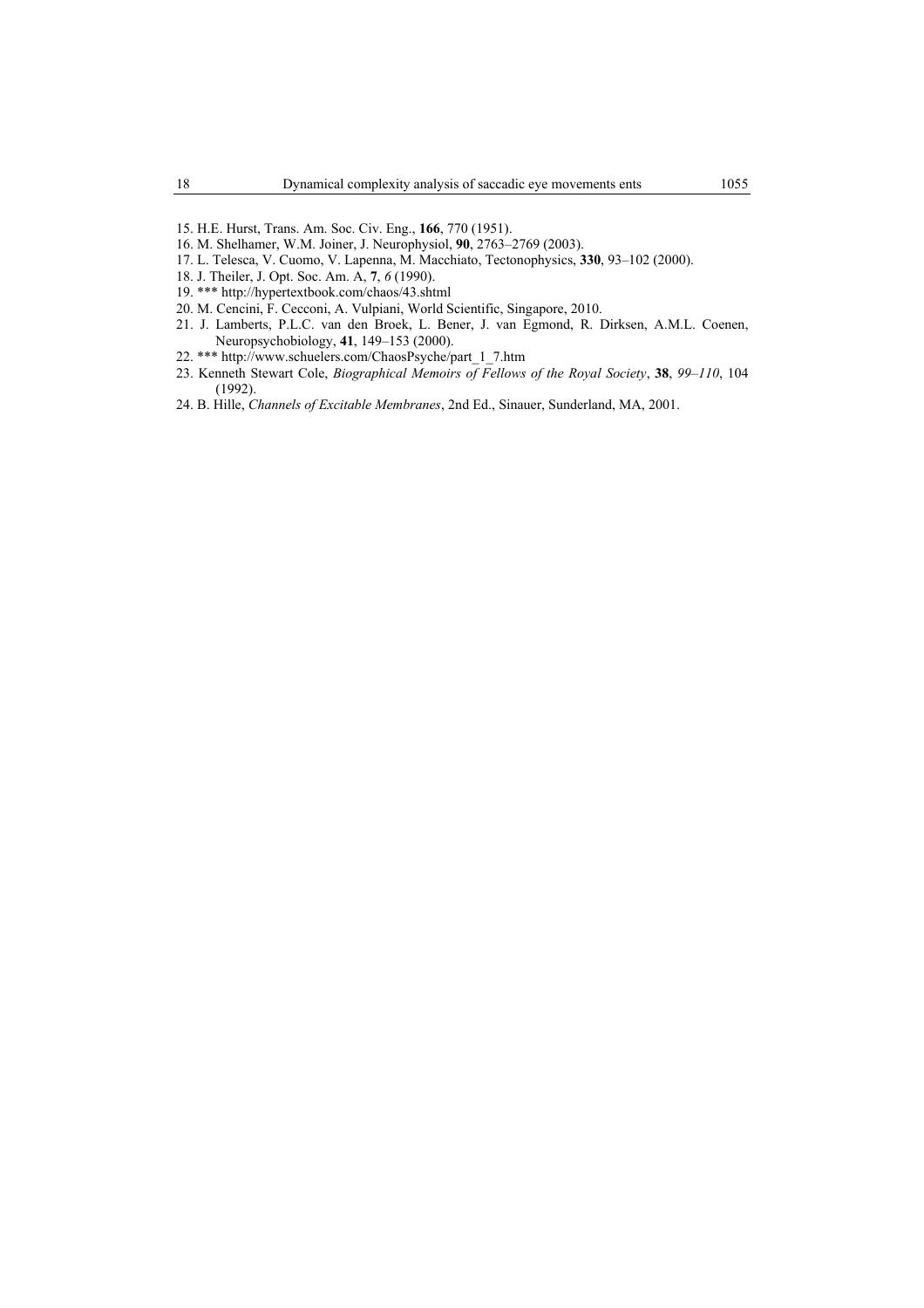15. H.E. Hurst, Trans. Am. Soc. Civ. Eng., **166**, 770 (1951).
16. M. Shelhamer, W.M. Joiner, J. Neurophysiol, **90**, 2763–2769 (2003).
17. L. Telesca, V. Cuomo, V. Lapenna, M. Macchiato, Tectonophysics, **330**, 93–102 (2000).
18. J. Theiler, J. Opt. Soc. Am. A, **7**, *6* (1990).
19. *** http://hypertextbook.com/chaos/43.shtml
20. M. Cencini, F. Cecconi, A. Vulpiani, World Scientific, Singapore, 2010.
21. J. Lamberts, P.L.C. van den Broek, L. Bener, J. van Egmond, R. Dirksen, A.M.L. Coenen, Neuropsychobiology, **41**, 149–153 (2000).
22. *** http://www.schuelers.com/ChaosPsyche/part_1_7.htm
23. Kenneth Stewart Cole, *Biographical Memoirs of Fellows of the Royal Society*, **38**, *99–110*, 104 (1992).
24. B. Hille, *Channels of Excitable Membranes*, 2nd Ed., Sinauer, Sunderland, MA, 2001.